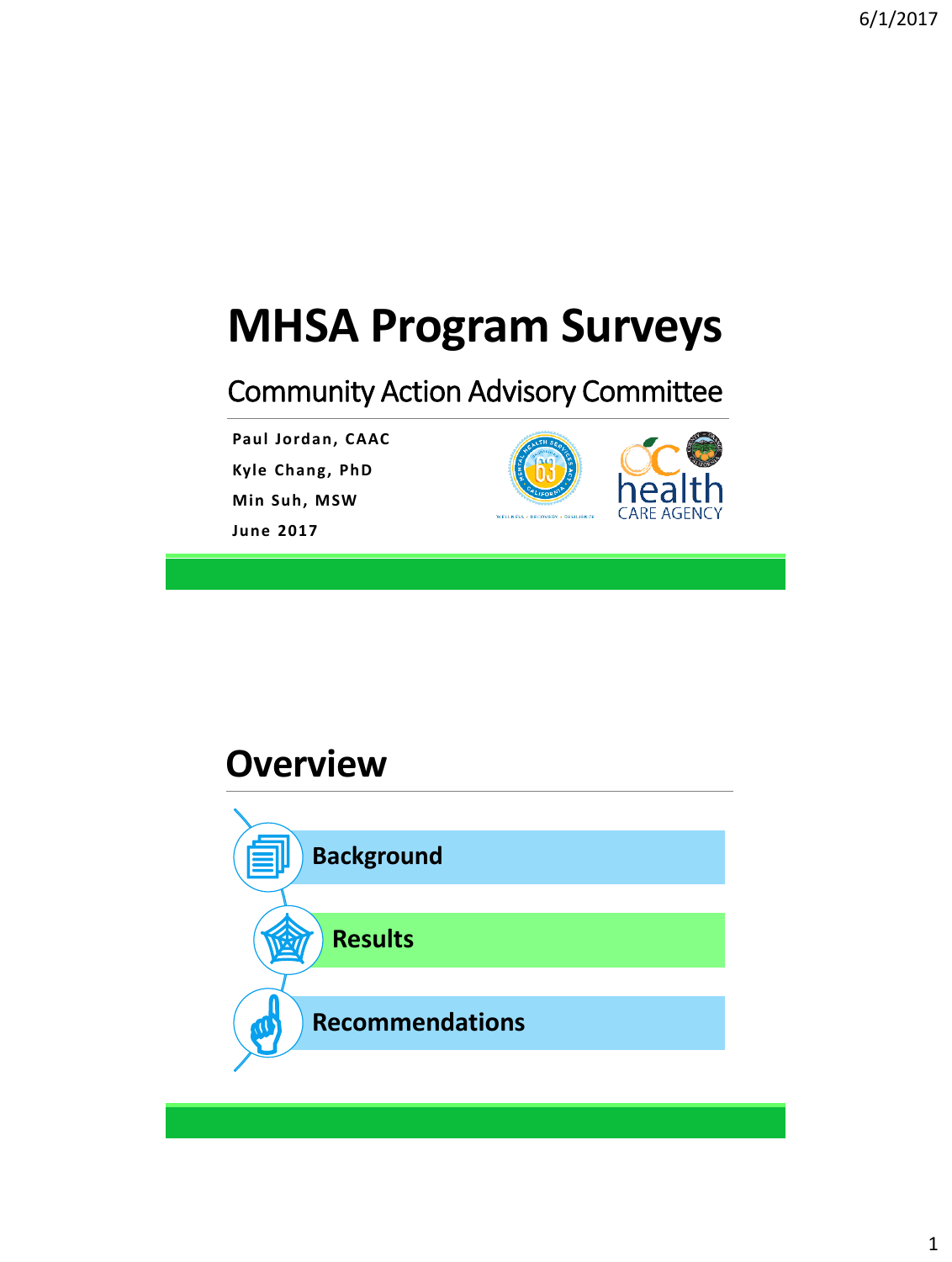# MHSA Program Surveys

## Community Action Advisory Committee

**Paul Jordan, CAAC**

**Kyle Chang, PhD**

**Min Suh, MSW**

**June 2017**

## Overview

- **Background**
- **Results**
- **Recommendations**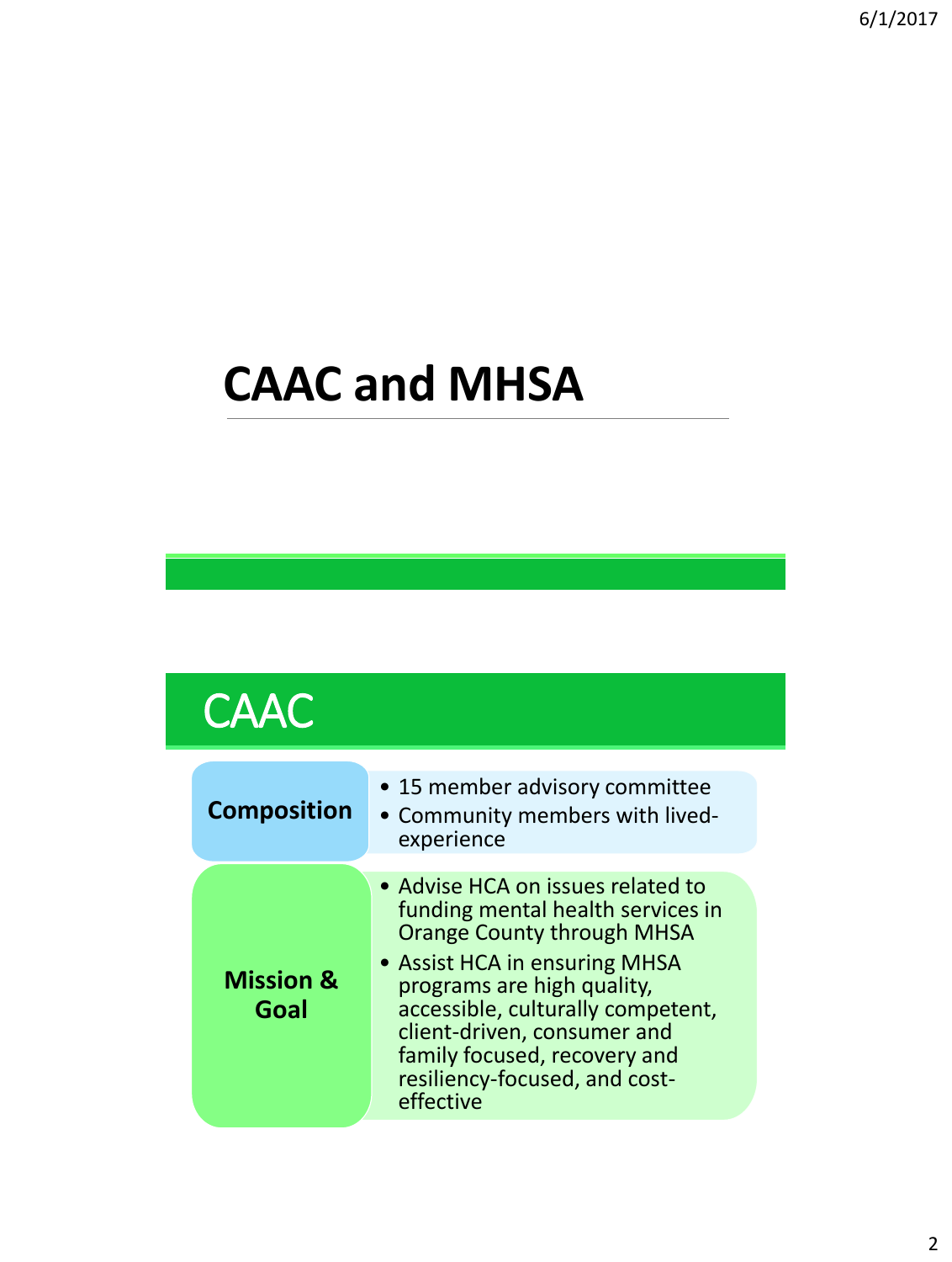# CAAC and MHSA

## CAAC

| | |
|---|---|
| **Composition** | • 15 member advisory committee<br>• Community members with lived-experience |
| **Mission & Goal** | • Advise HCA on issues related to funding mental health services in Orange County through MHSA<br>• Assist HCA in ensuring MHSA programs are high quality, accessible, culturally competent, client-driven, consumer and family focused, recovery and resiliency-focused, and cost-effective |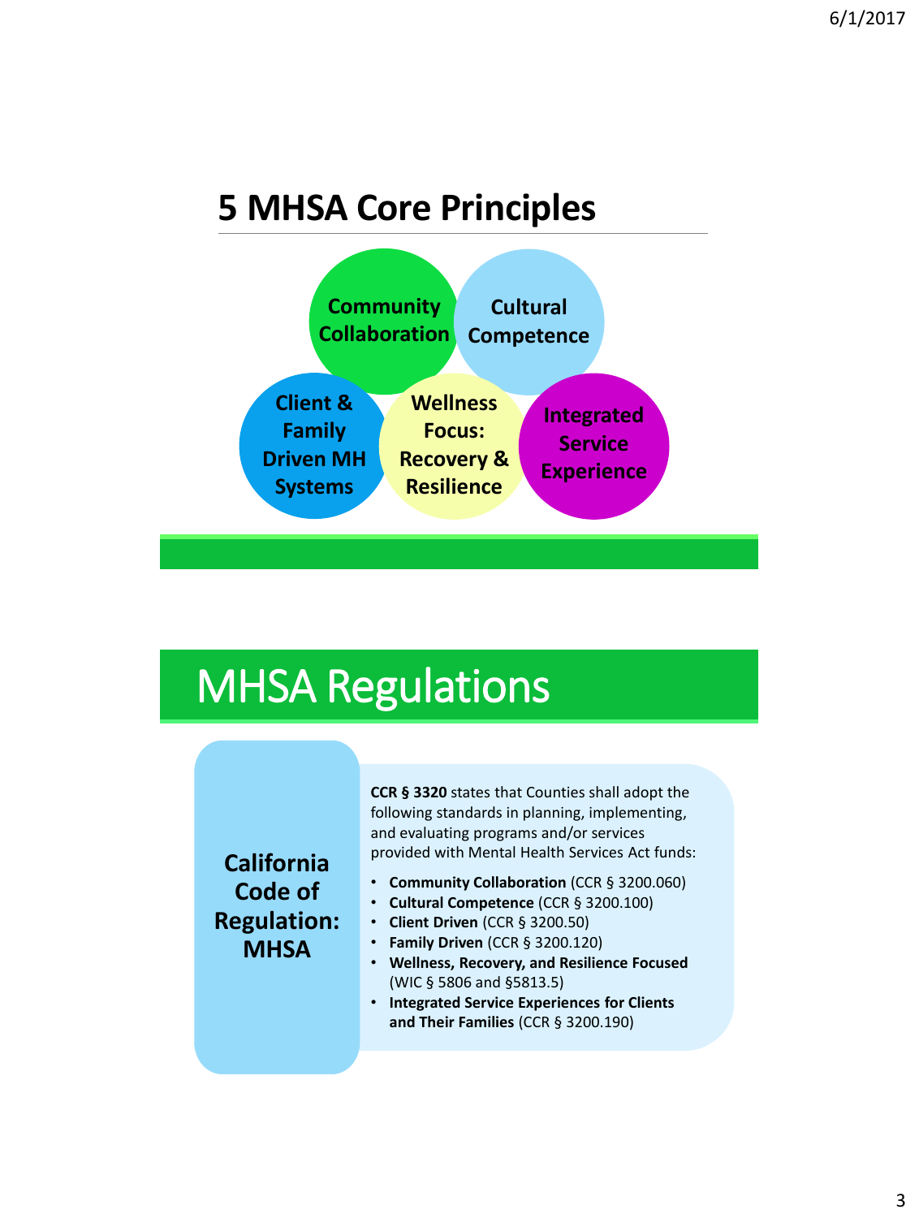## 5 MHSA Core Principles

- Community Collaboration
- Cultural Competence
- Client & Family Driven MH Systems
- Wellness Focus: Recovery & Resilience
- Integrated Service Experience

## MHSA Regulations

**California Code of Regulation: MHSA**

**CCR § 3320** states that Counties shall adopt the following standards in planning, implementing, and evaluating programs and/or services provided with Mental Health Services Act funds:

- **Community Collaboration** (CCR § 3200.060)
- **Cultural Competence** (CCR § 3200.100)
- **Client Driven** (CCR § 3200.50)
- **Family Driven** (CCR § 3200.120)
- **Wellness, Recovery, and Resilience Focused** (WIC § 5806 and §5813.5)
- **Integrated Service Experiences for Clients and Their Families** (CCR § 3200.190)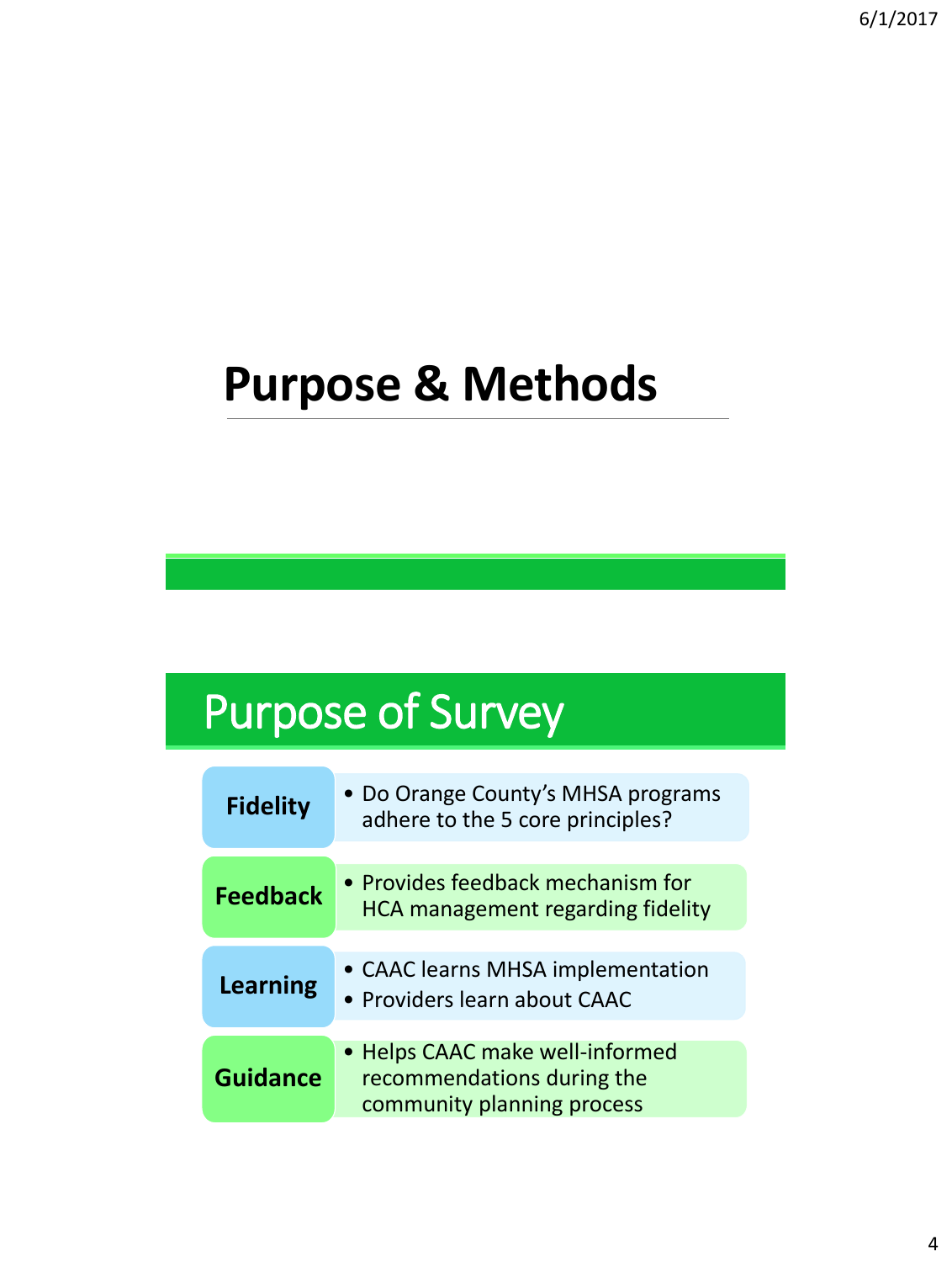# Purpose & Methods

## Purpose of Survey

**Fidelity**
- Do Orange County's MHSA programs adhere to the 5 core principles?

**Feedback**
- Provides feedback mechanism for HCA management regarding fidelity

**Learning**
- CAAC learns MHSA implementation
- Providers learn about CAAC

**Guidance**
- Helps CAAC make well-informed recommendations during the community planning process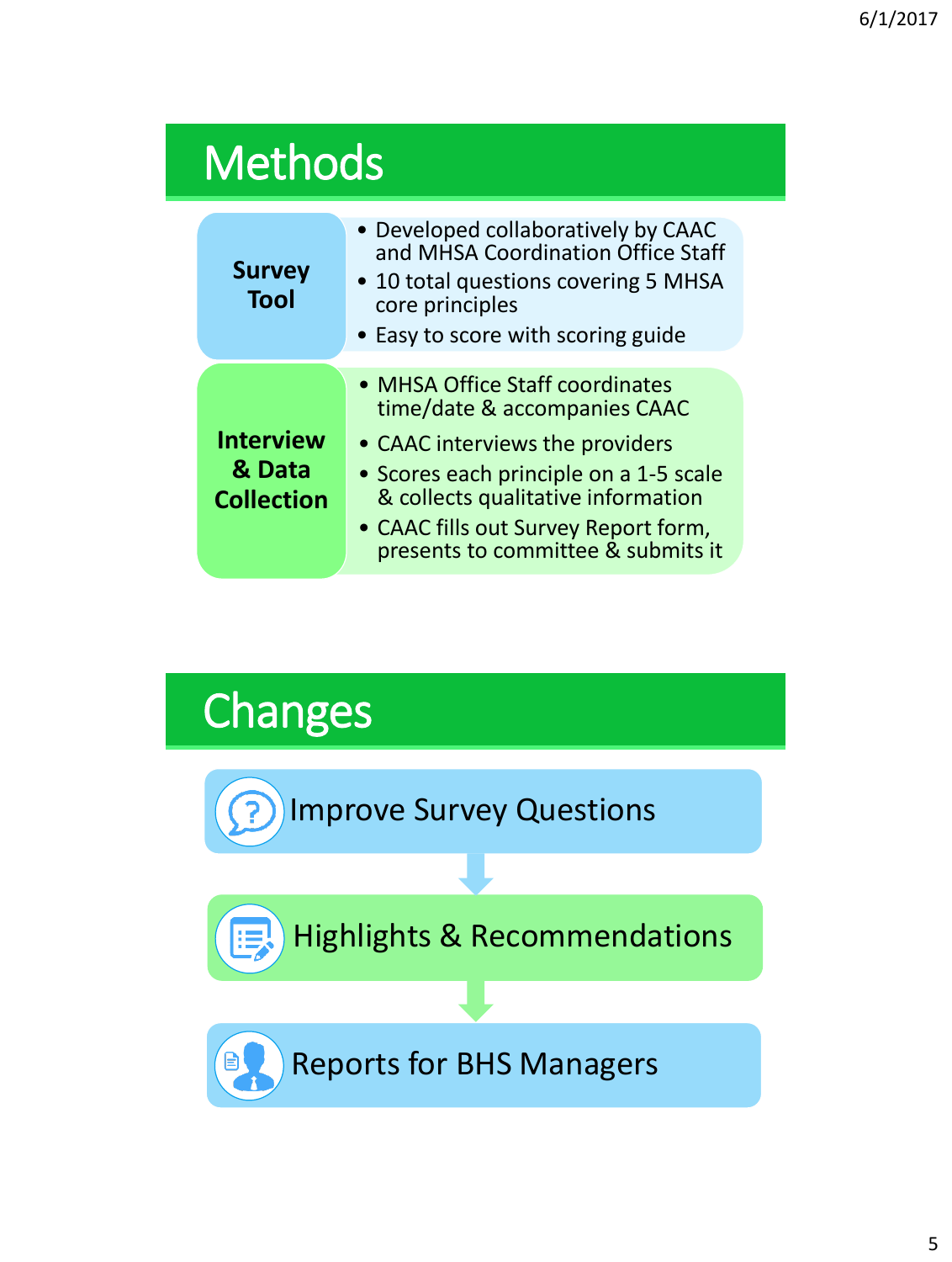# Methods

**Survey Tool**

- Developed collaboratively by CAAC and MHSA Coordination Office Staff
- 10 total questions covering 5 MHSA core principles
- Easy to score with scoring guide

**Interview & Data Collection**

- MHSA Office Staff coordinates time/date & accompanies CAAC
- CAAC interviews the providers
- Scores each principle on a 1-5 scale & collects qualitative information
- CAAC fills out Survey Report form, presents to committee & submits it

# Changes

- Improve Survey Questions
- Highlights & Recommendations
- Reports for BHS Managers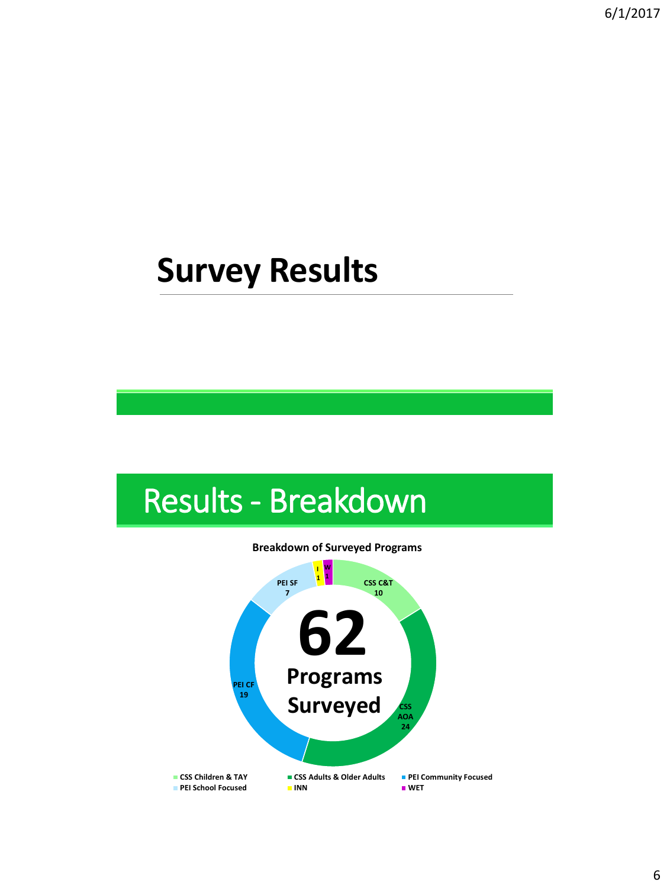# Survey Results

## Results - Breakdown

**Breakdown of Surveyed Programs**

**62 Programs Surveyed**

| Category | Label | Programs |
| --- | --- | --- |
| CSS Children & TAY | CSS C&T | 10 |
| CSS Adults & Older Adults | CSS AOA | 24 |
| PEI Community Focused | PEI CF | 19 |
| PEI School Focused | PEI SF | 7 |
| INN | I | 1 |
| WET | W | 1 |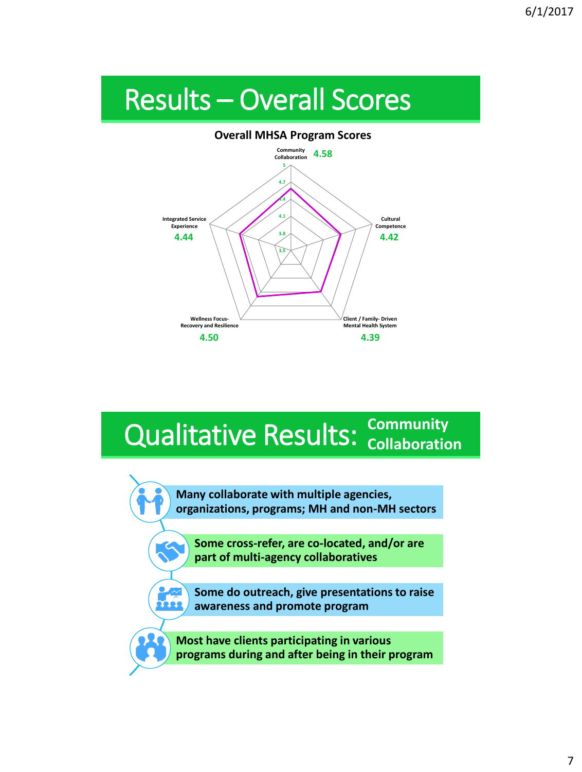# Results – Overall Scores

**Overall MHSA Program Scores**

| Domain | Score |
|---|---|
| Community Collaboration | 4.58 |
| Cultural Competence | 4.42 |
| Client / Family- Driven Mental Health System | 4.39 |
| Wellness Focus- Recovery and Resilience | 4.50 |
| Integrated Service Experience | 4.44 |

# Qualitative Results: Community Collaboration

- **Many collaborate with multiple agencies, organizations, programs; MH and non-MH sectors**
- **Some cross-refer, are co-located, and/or are part of multi-agency collaboratives**
- **Some do outreach, give presentations to raise awareness and promote program**
- **Most have clients participating in various programs during and after being in their program**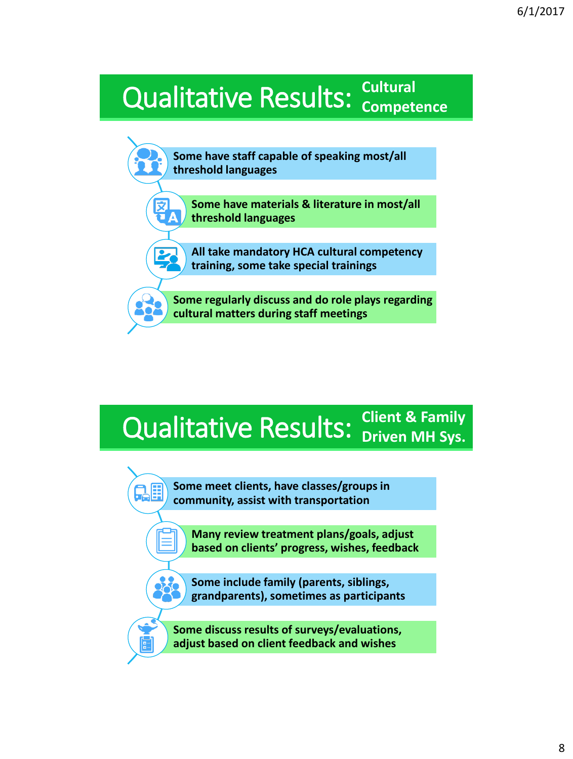## Qualitative Results: Cultural Competence

- Some have staff capable of speaking most/all threshold languages
- Some have materials & literature in most/all threshold languages
- All take mandatory HCA cultural competency training, some take special trainings
- Some regularly discuss and do role plays regarding cultural matters during staff meetings

## Qualitative Results: Client & Family Driven MH Sys.

- Some meet clients, have classes/groups in community, assist with transportation
- Many review treatment plans/goals, adjust based on clients' progress, wishes, feedback
- Some include family (parents, siblings, grandparents), sometimes as participants
- Some discuss results of surveys/evaluations, adjust based on client feedback and wishes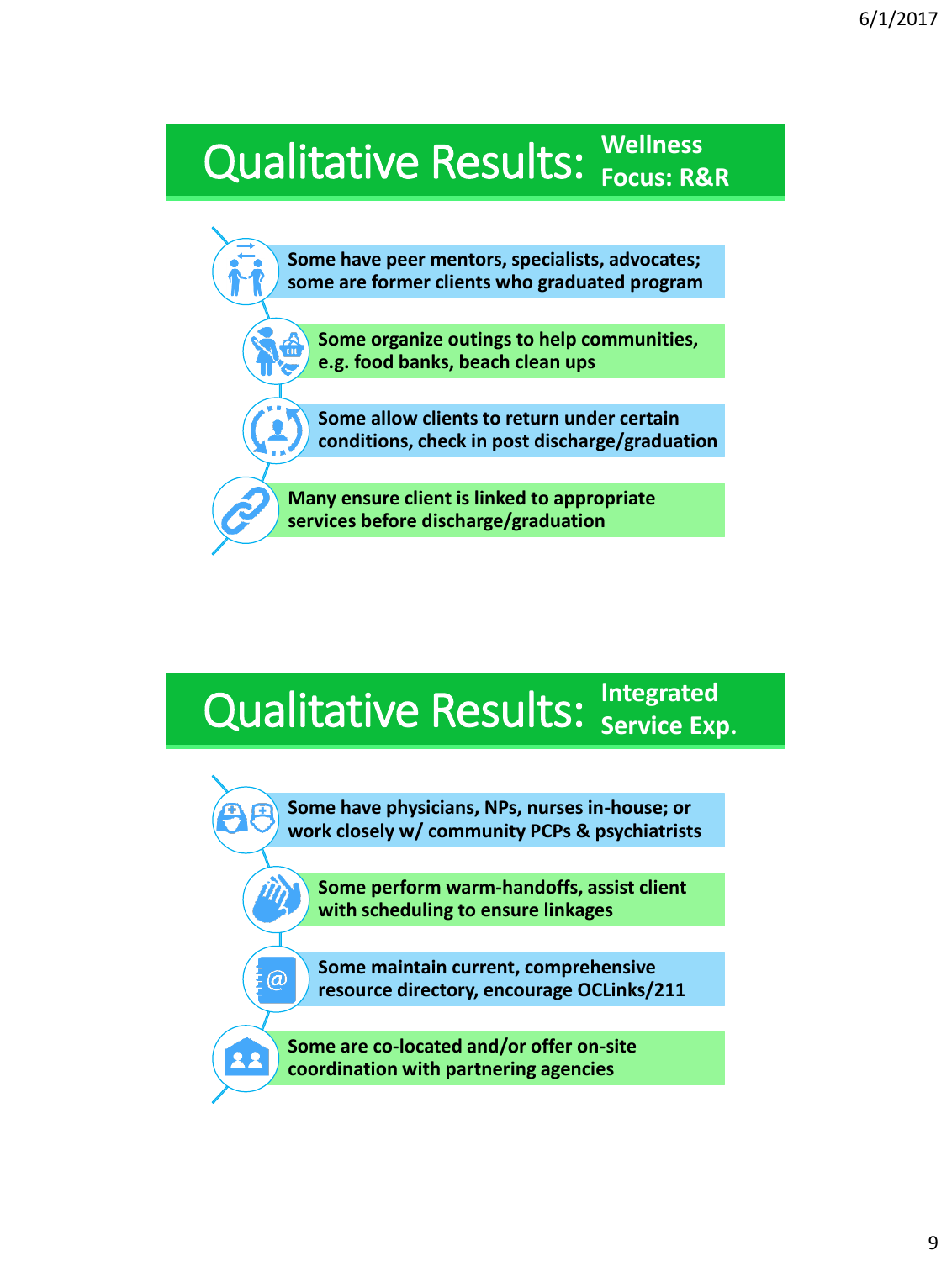# Qualitative Results: Wellness Focus: R&R

- Some have peer mentors, specialists, advocates; some are former clients who graduated program
- Some organize outings to help communities, e.g. food banks, beach clean ups
- Some allow clients to return under certain conditions, check in post discharge/graduation
- Many ensure client is linked to appropriate services before discharge/graduation

# Qualitative Results: Integrated Service Exp.

- Some have physicians, NPs, nurses in-house; or work closely w/ community PCPs & psychiatrists
- Some perform warm-handoffs, assist client with scheduling to ensure linkages
- Some maintain current, comprehensive resource directory, encourage OCLinks/211
- Some are co-located and/or offer on-site coordination with partnering agencies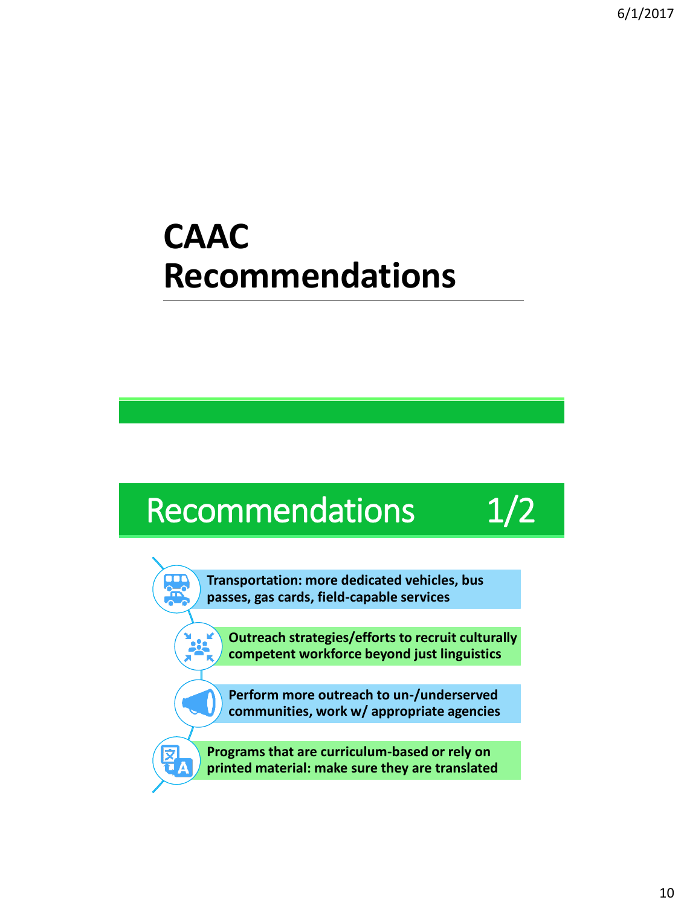# CAAC Recommendations

## Recommendations 1/2

- **Transportation: more dedicated vehicles, bus passes, gas cards, field-capable services**
- **Outreach strategies/efforts to recruit culturally competent workforce beyond just linguistics**
- **Perform more outreach to un-/underserved communities, work w/ appropriate agencies**
- **Programs that are curriculum-based or rely on printed material: make sure they are translated**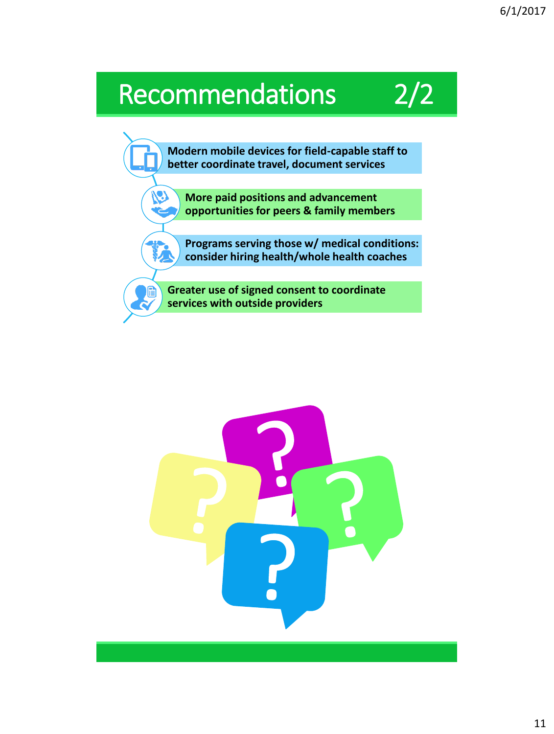# Recommendations 2/2

- Modern mobile devices for field-capable staff to better coordinate travel, document services
- More paid positions and advancement opportunities for peers & family members
- Programs serving those w/ medical conditions: consider hiring health/whole health coaches
- Greater use of signed consent to coordinate services with outside providers